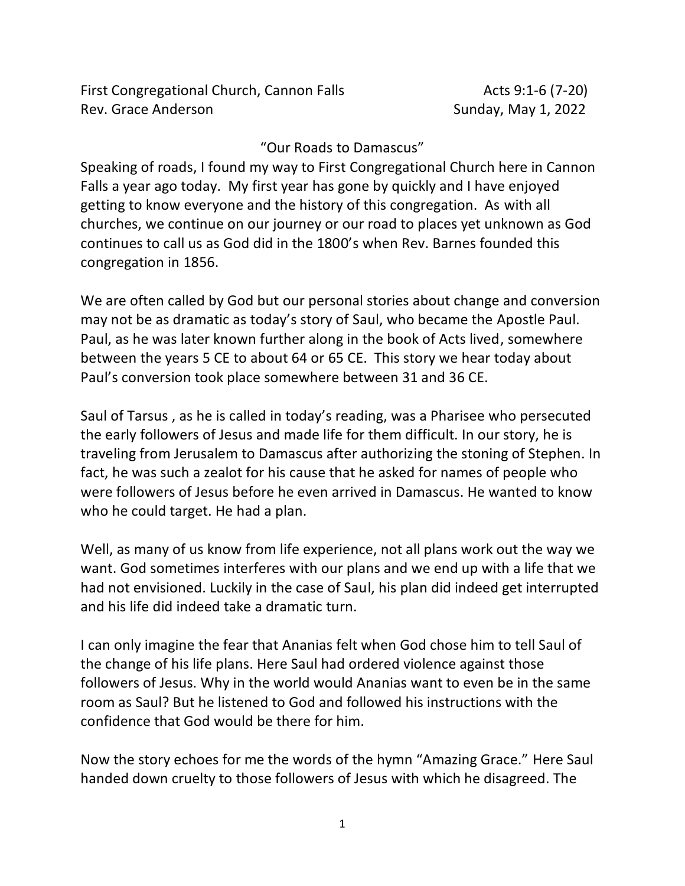First Congregational Church, Cannon Falls Acts 9:1-6 (7-20)
Rev. Grace Anderson Sunday, May 1, 2022

"Our Roads to Damascus"

Speaking of roads, I found my way to First Congregational Church here in Cannon Falls a year ago today. My first year has gone by quickly and I have enjoyed getting to know everyone and the history of this congregation. As with all churches, we continue on our journey or our road to places yet unknown as God continues to call us as God did in the 1800's when Rev. Barnes founded this congregation in 1856.

We are often called by God but our personal stories about change and conversion may not be as dramatic as today's story of Saul, who became the Apostle Paul. Paul, as he was later known further along in the book of Acts lived, somewhere between the years 5 CE to about 64 or 65 CE. This story we hear today about Paul's conversion took place somewhere between 31 and 36 CE.

Saul of Tarsus , as he is called in today's reading, was a Pharisee who persecuted the early followers of Jesus and made life for them difficult. In our story, he is traveling from Jerusalem to Damascus after authorizing the stoning of Stephen. In fact, he was such a zealot for his cause that he asked for names of people who were followers of Jesus before he even arrived in Damascus. He wanted to know who he could target. He had a plan.

Well, as many of us know from life experience, not all plans work out the way we want. God sometimes interferes with our plans and we end up with a life that we had not envisioned. Luckily in the case of Saul, his plan did indeed get interrupted and his life did indeed take a dramatic turn.

I can only imagine the fear that Ananias felt when God chose him to tell Saul of the change of his life plans. Here Saul had ordered violence against those followers of Jesus. Why in the world would Ananias want to even be in the same room as Saul? But he listened to God and followed his instructions with the confidence that God would be there for him.

Now the story echoes for me the words of the hymn "Amazing Grace." Here Saul handed down cruelty to those followers of Jesus with which he disagreed. The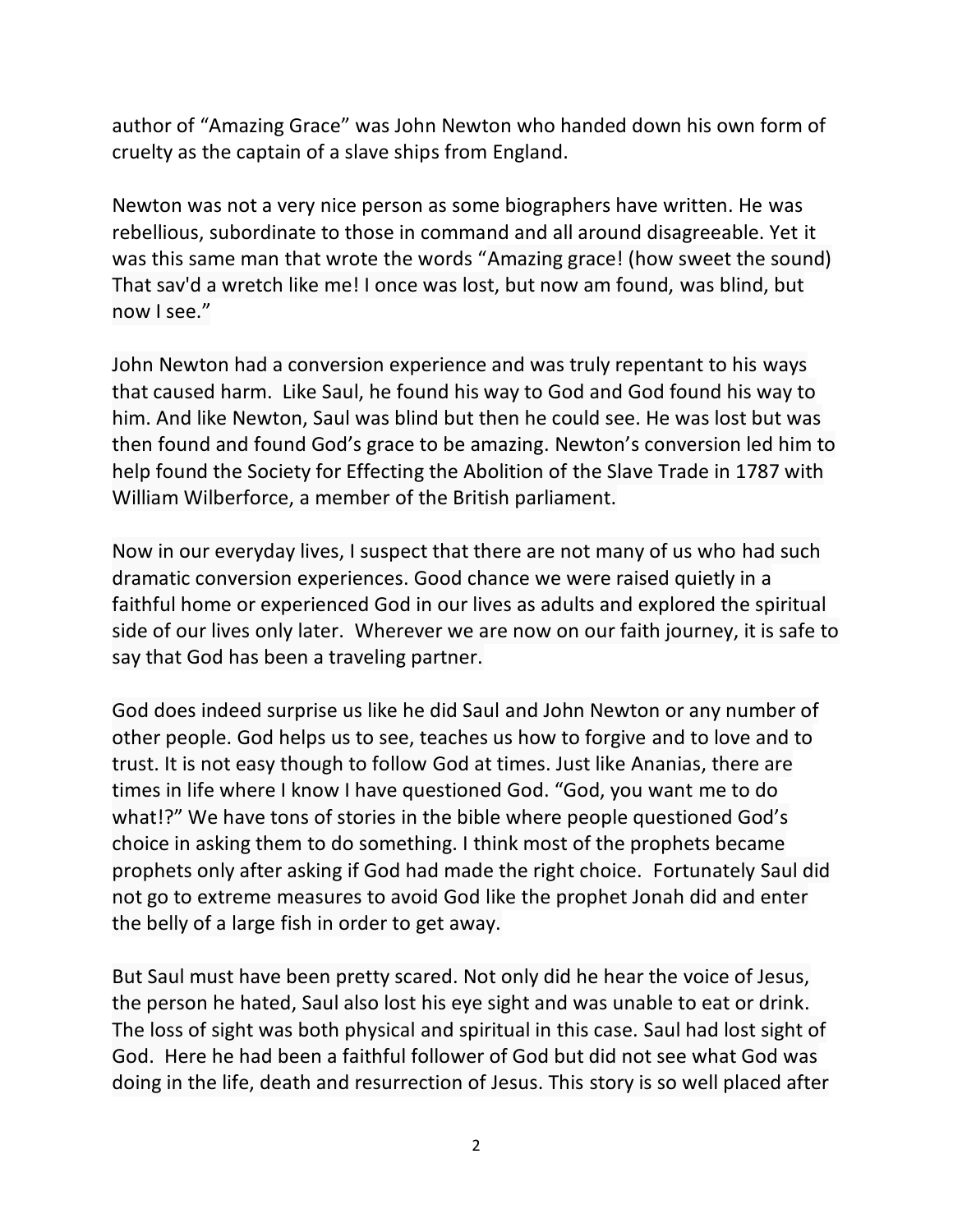author of “Amazing Grace” was John Newton who handed down his own form of cruelty as the captain of a slave ships from England.

Newton was not a very nice person as some biographers have written. He was rebellious, subordinate to those in command and all around disagreeable. Yet it was this same man that wrote the words “Amazing grace! (how sweet the sound) That sav'd a wretch like me! I once was lost, but now am found, was blind, but now I see.”

John Newton had a conversion experience and was truly repentant to his ways that caused harm. Like Saul, he found his way to God and God found his way to him. And like Newton, Saul was blind but then he could see. He was lost but was then found and found God's grace to be amazing. Newton's conversion led him to help found the Society for Effecting the Abolition of the Slave Trade in 1787 with William Wilberforce, a member of the British parliament.

Now in our everyday lives, I suspect that there are not many of us who had such dramatic conversion experiences. Good chance we were raised quietly in a faithful home or experienced God in our lives as adults and explored the spiritual side of our lives only later. Wherever we are now on our faith journey, it is safe to say that God has been a traveling partner.

God does indeed surprise us like he did Saul and John Newton or any number of other people. God helps us to see, teaches us how to forgive and to love and to trust. It is not easy though to follow God at times. Just like Ananias, there are times in life where I know I have questioned God. “God, you want me to do what!?” We have tons of stories in the bible where people questioned God's choice in asking them to do something. I think most of the prophets became prophets only after asking if God had made the right choice. Fortunately Saul did not go to extreme measures to avoid God like the prophet Jonah did and enter the belly of a large fish in order to get away.

But Saul must have been pretty scared. Not only did he hear the voice of Jesus, the person he hated, Saul also lost his eye sight and was unable to eat or drink. The loss of sight was both physical and spiritual in this case. Saul had lost sight of God. Here he had been a faithful follower of God but did not see what God was doing in the life, death and resurrection of Jesus. This story is so well placed after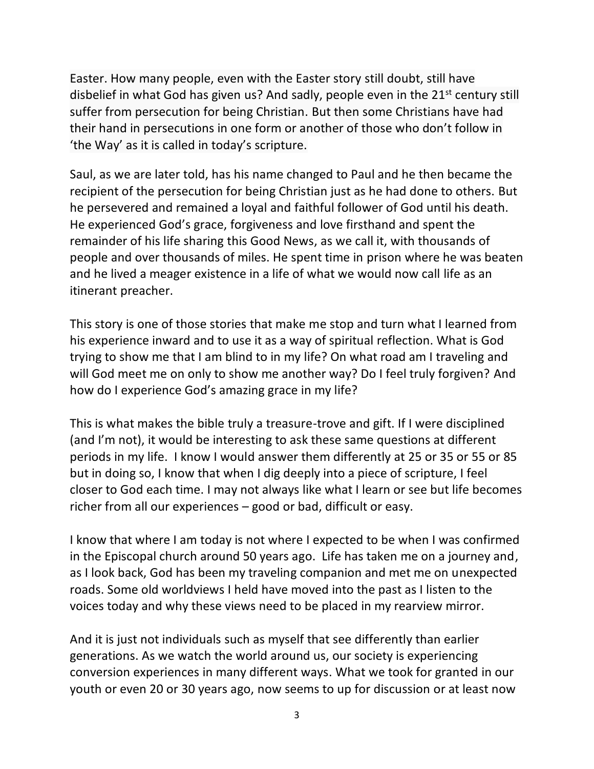Easter. How many people, even with the Easter story still doubt, still have disbelief in what God has given us? And sadly, people even in the 21st century still suffer from persecution for being Christian. But then some Christians have had their hand in persecutions in one form or another of those who don't follow in 'the Way' as it is called in today's scripture.

Saul, as we are later told, has his name changed to Paul and he then became the recipient of the persecution for being Christian just as he had done to others. But he persevered and remained a loyal and faithful follower of God until his death. He experienced God's grace, forgiveness and love firsthand and spent the remainder of his life sharing this Good News, as we call it, with thousands of people and over thousands of miles. He spent time in prison where he was beaten and he lived a meager existence in a life of what we would now call life as an itinerant preacher.

This story is one of those stories that make me stop and turn what I learned from his experience inward and to use it as a way of spiritual reflection. What is God trying to show me that I am blind to in my life? On what road am I traveling and will God meet me on only to show me another way? Do I feel truly forgiven? And how do I experience God's amazing grace in my life?

This is what makes the bible truly a treasure-trove and gift. If I were disciplined (and I'm not), it would be interesting to ask these same questions at different periods in my life. I know I would answer them differently at 25 or 35 or 55 or 85 but in doing so, I know that when I dig deeply into a piece of scripture, I feel closer to God each time. I may not always like what I learn or see but life becomes richer from all our experiences – good or bad, difficult or easy.

I know that where I am today is not where I expected to be when I was confirmed in the Episcopal church around 50 years ago. Life has taken me on a journey and, as I look back, God has been my traveling companion and met me on unexpected roads. Some old worldviews I held have moved into the past as I listen to the voices today and why these views need to be placed in my rearview mirror.

And it is just not individuals such as myself that see differently than earlier generations. As we watch the world around us, our society is experiencing conversion experiences in many different ways. What we took for granted in our youth or even 20 or 30 years ago, now seems to up for discussion or at least now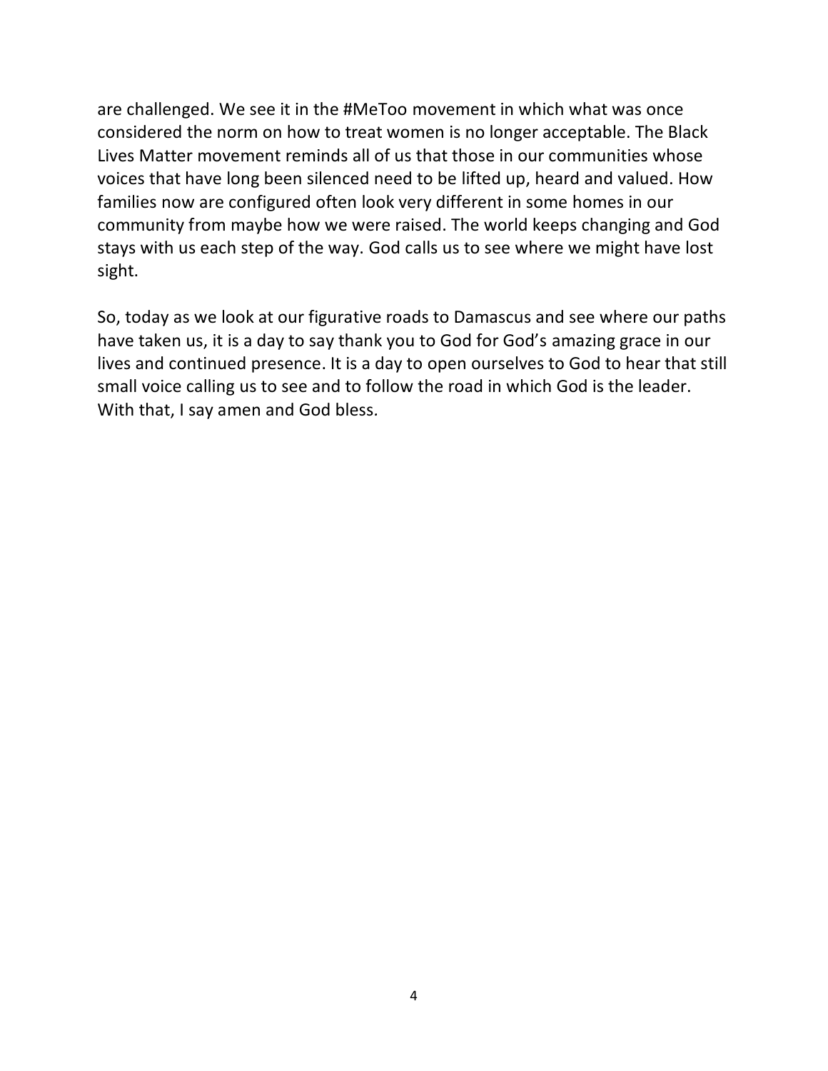are challenged. We see it in the #MeToo movement in which what was once considered the norm on how to treat women is no longer acceptable. The Black Lives Matter movement reminds all of us that those in our communities whose voices that have long been silenced need to be lifted up, heard and valued. How families now are configured often look very different in some homes in our community from maybe how we were raised. The world keeps changing and God stays with us each step of the way. God calls us to see where we might have lost sight.

So, today as we look at our figurative roads to Damascus and see where our paths have taken us, it is a day to say thank you to God for God's amazing grace in our lives and continued presence. It is a day to open ourselves to God to hear that still small voice calling us to see and to follow the road in which God is the leader. With that, I say amen and God bless.